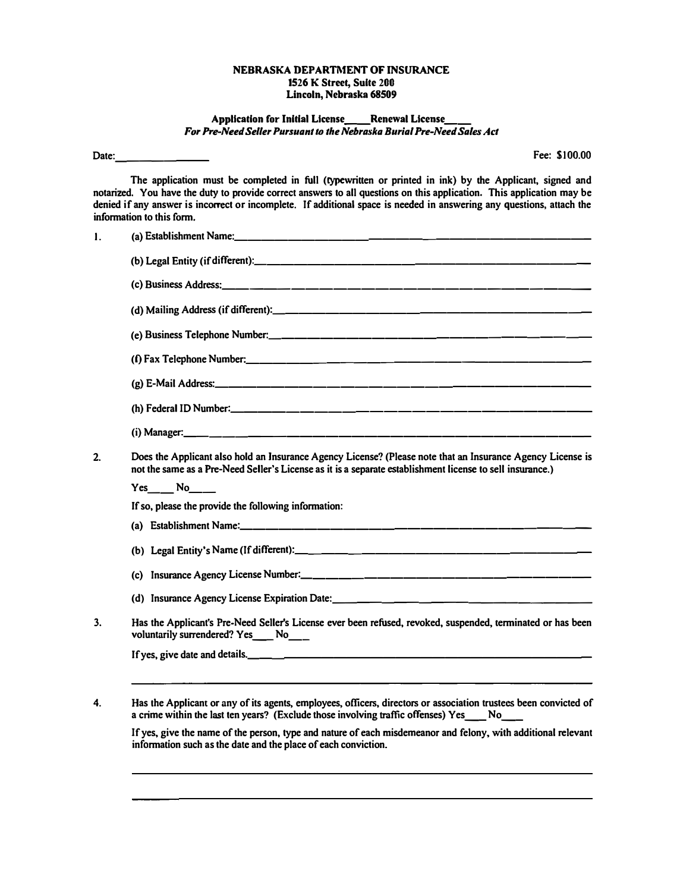**NEBRASKA DEPARTMENT OF INSURANCE**
**1526 K Street, Suite 200**
**Lincoln, Nebraska 68509**

**Application for Initial License\_\_\_\_ Renewal License\_\_\_\_**
***For Pre-Need Seller Pursuant to the Nebraska Burial Pre-Need Sales Act***

Date:\_\_\_\_\_\_\_\_\_\_\_\_\_\_\_\_ Fee: $100.00

The application must be completed in full (typewritten or printed in ink) by the Applicant, signed and notarized. You have the duty to provide correct answers to all questions on this application. This application may be denied if any answer is incorrect or incomplete. If additional space is needed in answering any questions, attach the information to this form.

1. (a) Establishment Name:\_\_\_\_\_\_\_\_\_\_\_\_\_\_\_\_\_\_\_\_\_\_\_\_\_\_\_\_\_\_\_\_\_\_\_\_\_\_\_\_

   (b) Legal Entity (if different):\_\_\_\_\_\_\_\_\_\_\_\_\_\_\_\_\_\_\_\_\_\_\_\_\_\_\_\_\_\_\_\_\_\_\_\_

   (c) Business Address:\_\_\_\_\_\_\_\_\_\_\_\_\_\_\_\_\_\_\_\_\_\_\_\_\_\_\_\_\_\_\_\_\_\_\_\_\_\_\_\_\_\_

   (d) Mailing Address (if different):\_\_\_\_\_\_\_\_\_\_\_\_\_\_\_\_\_\_\_\_\_\_\_\_\_\_\_\_\_\_\_\_\_

   (e) Business Telephone Number:\_\_\_\_\_\_\_\_\_\_\_\_\_\_\_\_\_\_\_\_\_\_\_\_\_\_\_\_\_\_\_\_\_\_

   (f) Fax Telephone Number:\_\_\_\_\_\_\_\_\_\_\_\_\_\_\_\_\_\_\_\_\_\_\_\_\_\_\_\_\_\_\_\_\_\_\_\_\_

   (g) E-Mail Address:\_\_\_\_\_\_\_\_\_\_\_\_\_\_\_\_\_\_\_\_\_\_\_\_\_\_\_\_\_\_\_\_\_\_\_\_\_\_\_\_\_\_\_

   (h) Federal ID Number:\_\_\_\_\_\_\_\_\_\_\_\_\_\_\_\_\_\_\_\_\_\_\_\_\_\_\_\_\_\_\_\_\_\_\_\_\_\_\_\_

   (i) Manager:\_\_\_\_\_\_\_\_\_\_\_\_\_\_\_\_\_\_\_\_\_\_\_\_\_\_\_\_\_\_\_\_\_\_\_\_\_\_\_\_\_\_\_\_\_\_\_\_\_

2. Does the Applicant also hold an Insurance Agency License? (Please note that an Insurance Agency License is not the same as a Pre-Need Seller's License as it is a separate establishment license to sell insurance.)

   Yes\_\_\_\_ No\_\_\_\_

   If so, please the provide the following information:

   (a) Establishment Name:\_\_\_\_\_\_\_\_\_\_\_\_\_\_\_\_\_\_\_\_\_\_\_\_\_\_\_\_\_\_\_\_\_\_\_\_\_\_\_\_

   (b) Legal Entity's Name (If different):\_\_\_\_\_\_\_\_\_\_\_\_\_\_\_\_\_\_\_\_\_\_\_\_\_\_\_\_\_\_

   (c) Insurance Agency License Number:\_\_\_\_\_\_\_\_\_\_\_\_\_\_\_\_\_\_\_\_\_\_\_\_\_\_\_\_\_

   (d) Insurance Agency License Expiration Date:\_\_\_\_\_\_\_\_\_\_\_\_\_\_\_\_\_\_\_\_\_\_\_\_

3. Has the Applicant's Pre-Need Seller's License ever been refused, revoked, suspended, terminated or has been voluntarily surrendered? Yes\_\_\_\_ No\_\_\_\_

   If yes, give date and details.\_\_\_\_\_\_\_\_\_\_\_\_\_\_\_\_\_\_\_\_\_\_\_\_\_\_\_\_\_\_\_\_\_\_\_\_

   \_\_\_\_\_\_\_\_\_\_\_\_\_\_\_\_\_\_\_\_\_\_\_\_\_\_\_\_\_\_\_\_\_\_\_\_\_\_\_\_\_\_\_\_\_\_\_\_\_\_\_\_\_\_\_\_\_\_\_\_\_\_

4. Has the Applicant or any of its agents, employees, officers, directors or association trustees been convicted of a crime within the last ten years? (Exclude those involving traffic offenses) Yes\_\_\_\_ No\_\_\_\_

   If yes, give the name of the person, type and nature of each misdemeanor and felony, with additional relevant information such as the date and the place of each conviction.

   \_\_\_\_\_\_\_\_\_\_\_\_\_\_\_\_\_\_\_\_\_\_\_\_\_\_\_\_\_\_\_\_\_\_\_\_\_\_\_\_\_\_\_\_\_\_\_\_\_\_\_\_\_\_\_\_\_\_\_\_\_\_

   \_\_\_\_\_\_\_\_\_\_\_\_\_\_\_\_\_\_\_\_\_\_\_\_\_\_\_\_\_\_\_\_\_\_\_\_\_\_\_\_\_\_\_\_\_\_\_\_\_\_\_\_\_\_\_\_\_\_\_\_\_\_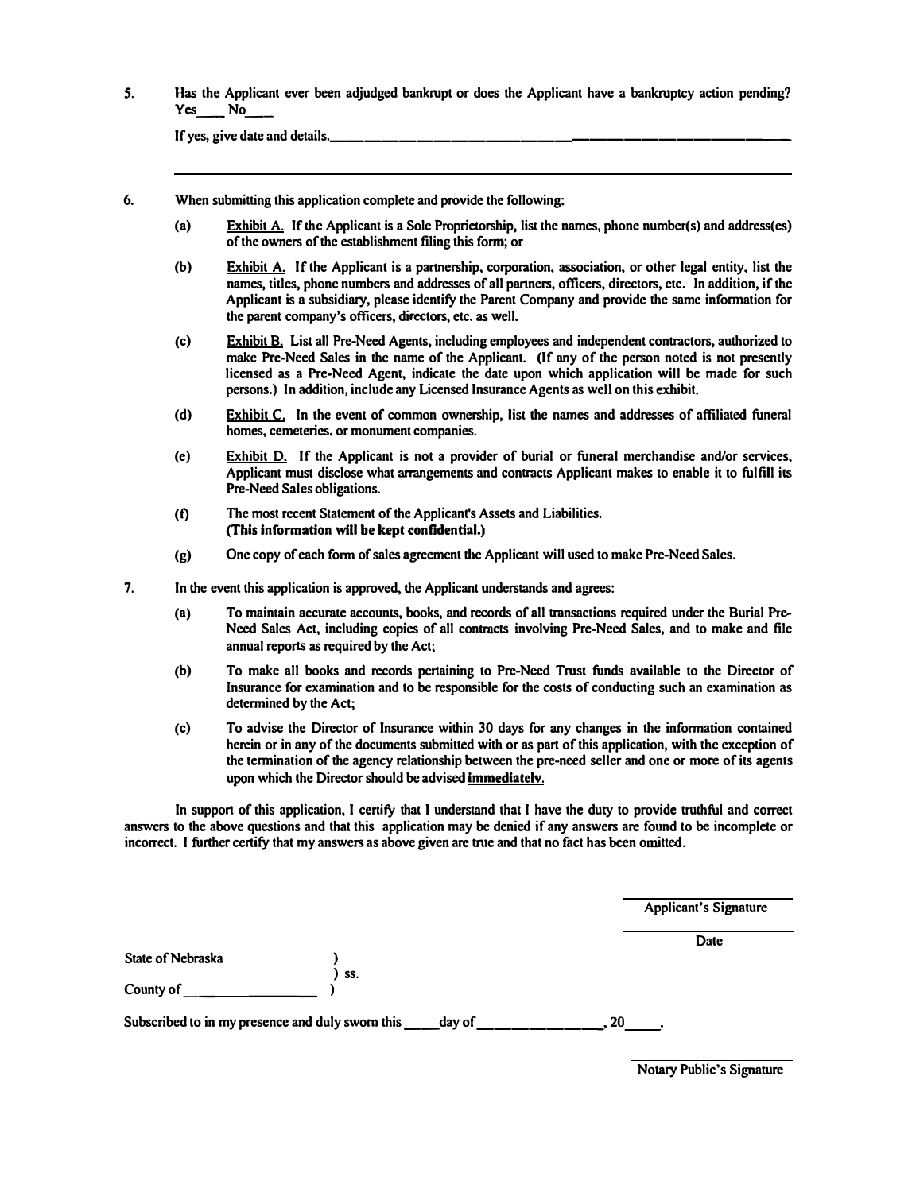5. Has the Applicant ever been adjudged bankrupt or does the Applicant have a bankruptcy action pending?
Yes____ No____

If yes, give date and details.______________________________________________________________

_____________________________________________________________________________________

6. When submitting this application complete and provide the following:

   (a) Exhibit A. If the Applicant is a Sole Proprietorship, list the names, phone number(s) and address(es) of the owners of the establishment filing this form; or

   (b) Exhibit A. If the Applicant is a partnership, corporation, association, or other legal entity, list the names, titles, phone numbers and addresses of all partners, officers, directors, etc. In addition, if the Applicant is a subsidiary, please identify the Parent Company and provide the same information for the parent company's officers, directors, etc. as well.

   (c) Exhibit B. List all Pre-Need Agents, including employees and independent contractors, authorized to make Pre-Need Sales in the name of the Applicant. (If any of the person noted is not presently licensed as a Pre-Need Agent, indicate the date upon which application will be made for such persons.) In addition, include any Licensed Insurance Agents as well on this exhibit.

   (d) Exhibit C. In the event of common ownership, list the names and addresses of affiliated funeral homes, cemeteries, or monument companies.

   (e) Exhibit D. If the Applicant is not a provider of burial or funeral merchandise and/or services, Applicant must disclose what arrangements and contracts Applicant makes to enable it to fulfill its Pre-Need Sales obligations.

   (f) The most recent Statement of the Applicant's Assets and Liabilities.
   **(This information will be kept confidential.)**

   (g) One copy of each form of sales agreement the Applicant will used to make Pre-Need Sales.

7. In the event this application is approved, the Applicant understands and agrees:

   (a) To maintain accurate accounts, books, and records of all transactions required under the Burial Pre-Need Sales Act, including copies of all contracts involving Pre-Need Sales, and to make and file annual reports as required by the Act;

   (b) To make all books and records pertaining to Pre-Need Trust funds available to the Director of Insurance for examination and to be responsible for the costs of conducting such an examination as determined by the Act;

   (c) To advise the Director of Insurance within 30 days for any changes in the information contained herein or in any of the documents submitted with or as part of this application, with the exception of the termination of the agency relationship between the pre-need seller and one or more of its agents upon which the Director should be advised **immediately.**

In support of this application, I certify that I understand that I have the duty to provide truthful and correct answers to the above questions and that this application may be denied if any answers are found to be incomplete or incorrect. I further certify that my answers as above given are true and that no fact has been omitted.

_______________________
Applicant's Signature

_______________________
Date

State of Nebraska )
) ss.
County of ________________ )

Subscribed to in my presence and duly sworn this ____day of________________, 20____.

_______________________
Notary Public's Signature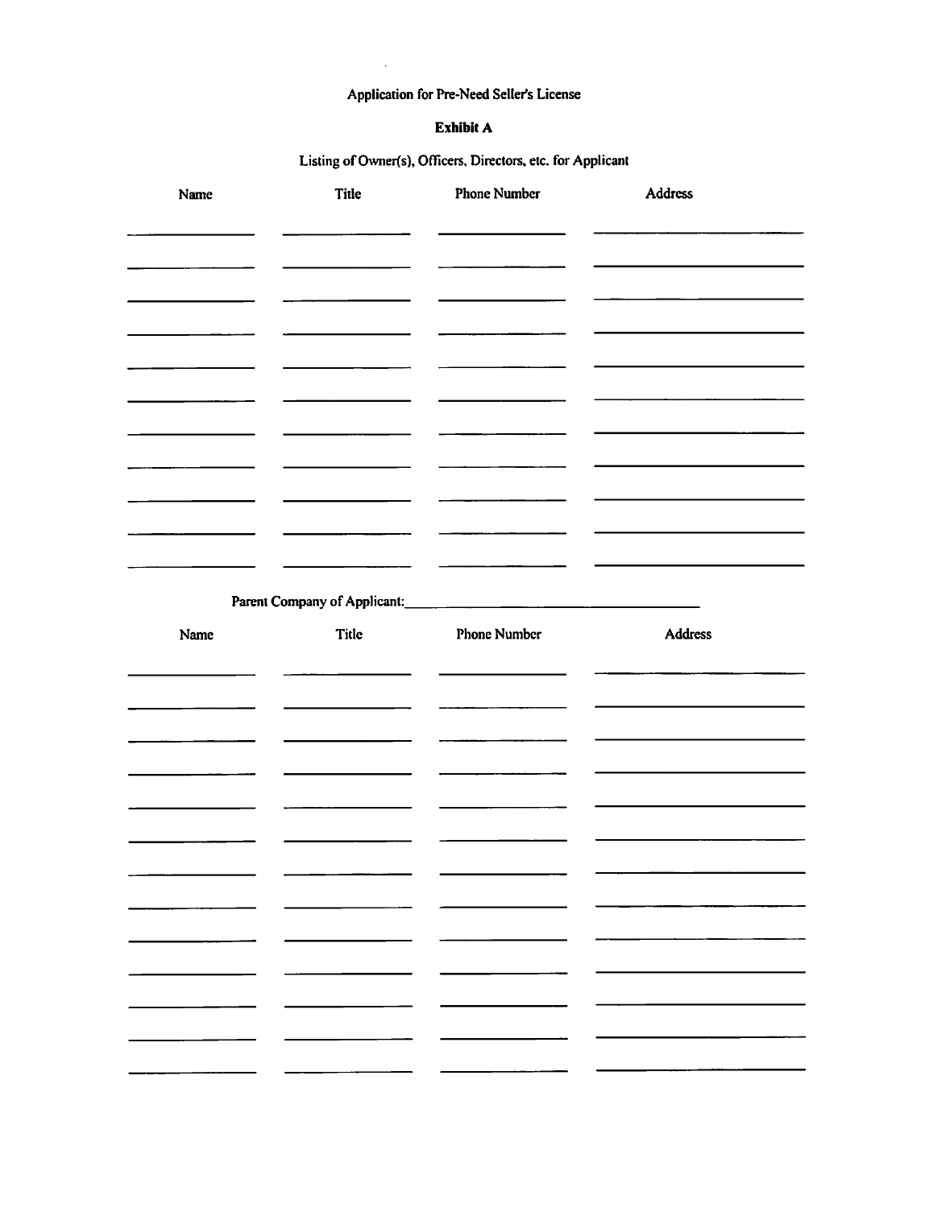Application for Pre-Need Seller's License

**Exhibit A**

Listing of Owner(s), Officers, Directors, etc. for Applicant

| Name | Title | Phone Number | Address |
| --- | --- | --- | --- |
| | | | |
| | | | |
| | | | |
| | | | |
| | | | |
| | | | |
| | | | |
| | | | |
| | | | |
| | | | |
| | | | |

Parent Company of Applicant:\_\_\_\_\_\_\_\_\_\_\_\_\_\_\_\_\_\_\_\_\_\_\_\_\_\_\_\_\_\_\_\_\_\_\_\_

| Name | Title | Phone Number | Address |
| --- | --- | --- | --- |
| | | | |
| | | | |
| | | | |
| | | | |
| | | | |
| | | | |
| | | | |
| | | | |
| | | | |
| | | | |
| | | | |
| | | | |
| | | | |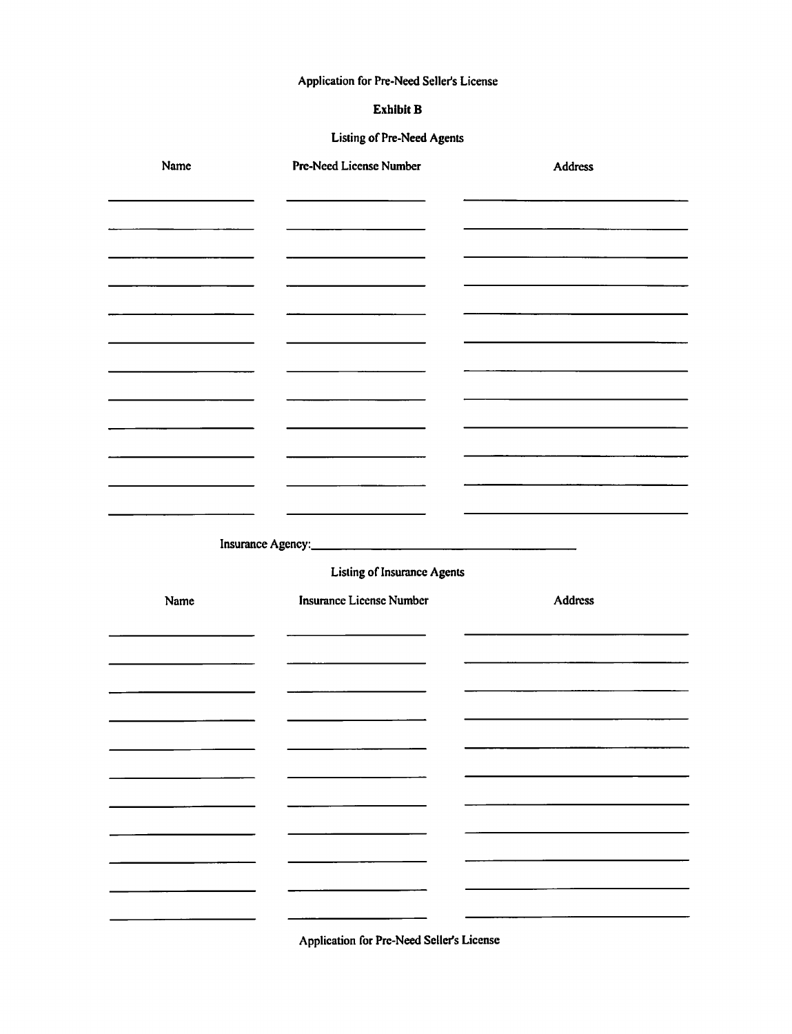Application for Pre-Need Seller's License

**Exhibit B**

Listing of Pre-Need Agents

| Name | Pre-Need License Number | Address |
| --- | --- | --- |
| | | |
| | | |
| | | |
| | | |
| | | |
| | | |
| | | |
| | | |
| | | |
| | | |
| | | |
| | | |

Insurance Agency:\_\_\_\_\_\_\_\_\_\_\_\_\_\_\_\_\_\_\_\_\_\_\_\_\_\_\_\_\_\_\_\_\_\_\_\_\_\_\_\_

Listing of Insurance Agents

| Name | Insurance License Number | Address |
| --- | --- | --- |
| | | |
| | | |
| | | |
| | | |
| | | |
| | | |
| | | |
| | | |
| | | |
| | | |
| | | |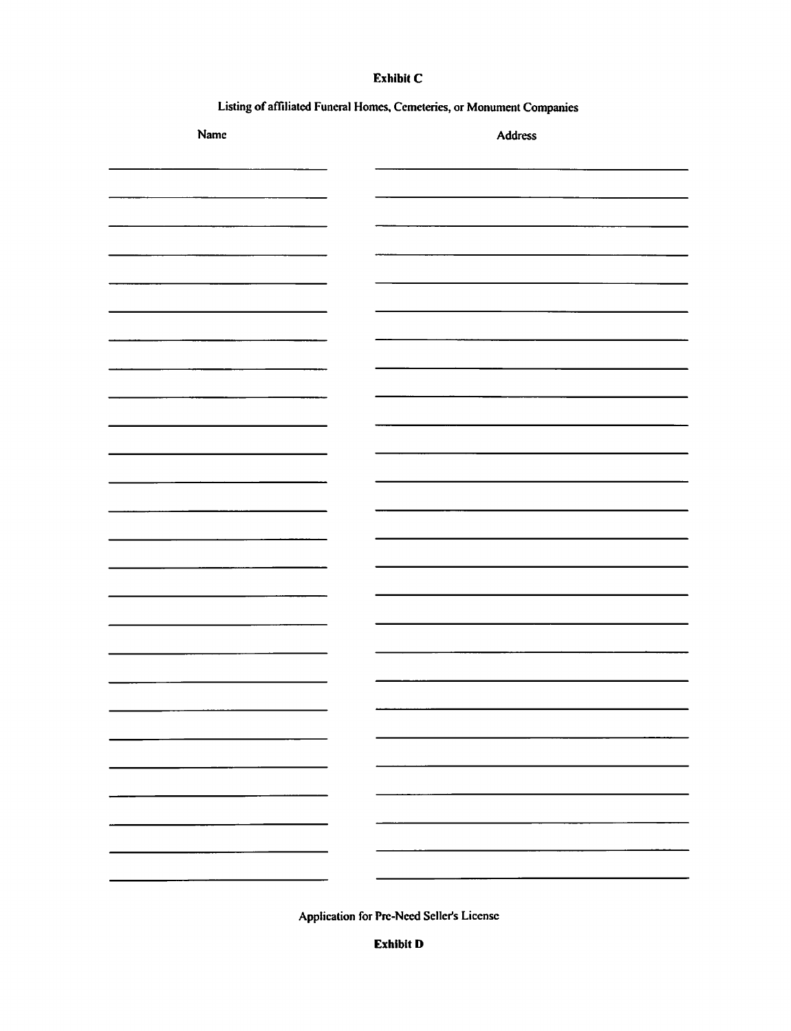# Exhibit C

Listing of affiliated Funeral Homes, Cemeteries, or Monument Companies

| Name | Address |
| --- | --- |
| | |
| | |
| | |
| | |
| | |
| | |
| | |
| | |
| | |
| | |
| | |
| | |
| | |
| | |
| | |
| | |
| | |
| | |
| | |
| | |
| | |
| | |
| | |
| | |
| | |
| | |

Application for Pre-Need Seller's License

**Exhibit D**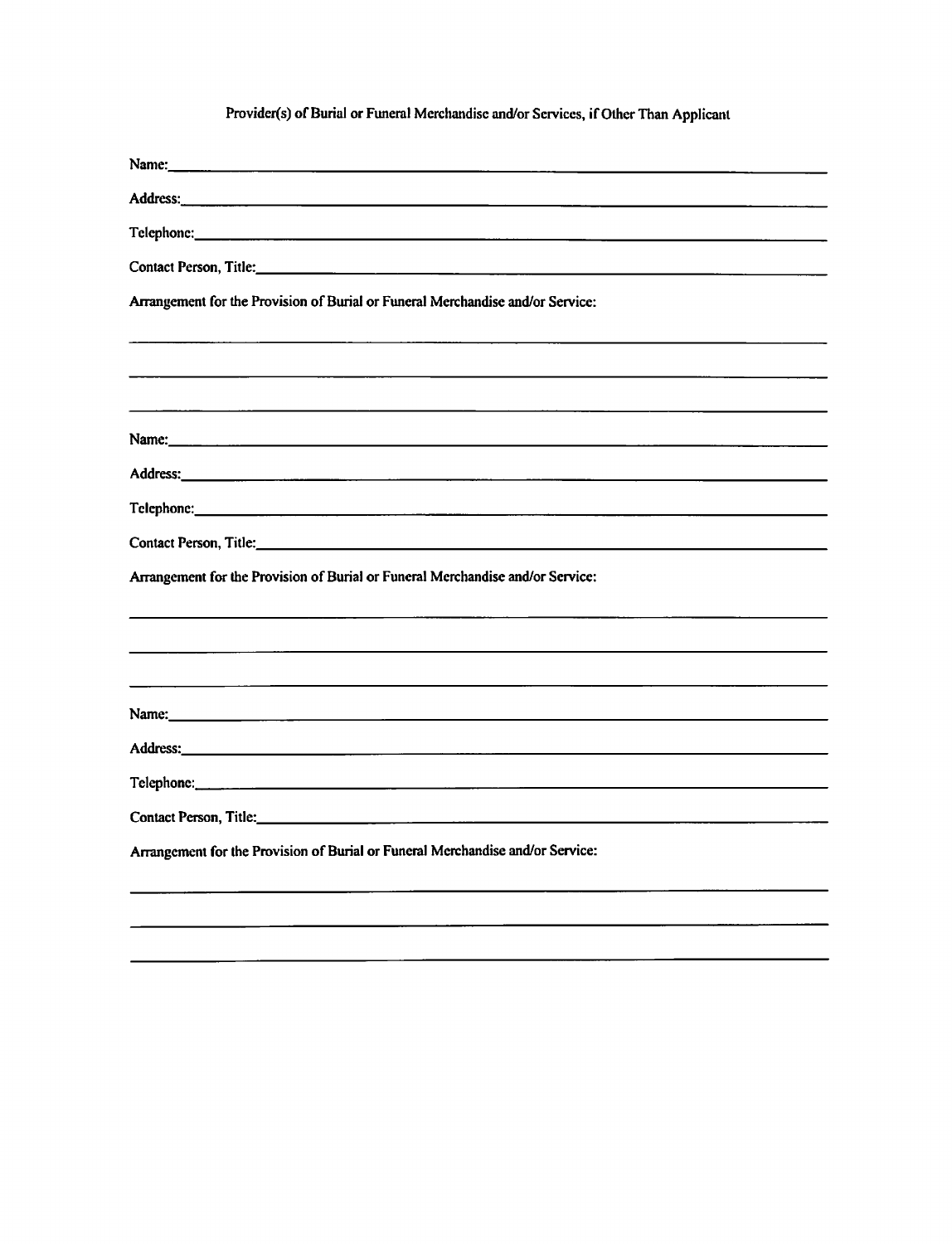## Provider(s) of Burial or Funeral Merchandise and/or Services, if Other Than Applicant

Name:\_\_\_\_\_\_\_\_\_\_\_\_\_\_\_\_\_\_\_\_\_\_\_\_\_\_\_\_\_\_\_\_\_\_\_\_\_\_\_\_

Address:\_\_\_\_\_\_\_\_\_\_\_\_\_\_\_\_\_\_\_\_\_\_\_\_\_\_\_\_\_\_\_\_\_\_\_\_\_\_\_\_

Telephone:\_\_\_\_\_\_\_\_\_\_\_\_\_\_\_\_\_\_\_\_\_\_\_\_\_\_\_\_\_\_\_\_\_\_\_\_\_\_\_\_

Contact Person, Title:\_\_\_\_\_\_\_\_\_\_\_\_\_\_\_\_\_\_\_\_\_\_\_\_\_\_\_\_\_\_\_\_\_\_\_\_\_\_\_\_

Arrangement for the Provision of Burial or Funeral Merchandise and/or Service:

\_\_\_\_\_\_\_\_\_\_\_\_\_\_\_\_\_\_\_\_\_\_\_\_\_\_\_\_\_\_\_\_\_\_\_\_\_\_\_\_\_\_\_\_\_\_\_\_

\_\_\_\_\_\_\_\_\_\_\_\_\_\_\_\_\_\_\_\_\_\_\_\_\_\_\_\_\_\_\_\_\_\_\_\_\_\_\_\_\_\_\_\_\_\_\_\_

\_\_\_\_\_\_\_\_\_\_\_\_\_\_\_\_\_\_\_\_\_\_\_\_\_\_\_\_\_\_\_\_\_\_\_\_\_\_\_\_\_\_\_\_\_\_\_\_

Name:\_\_\_\_\_\_\_\_\_\_\_\_\_\_\_\_\_\_\_\_\_\_\_\_\_\_\_\_\_\_\_\_\_\_\_\_\_\_\_\_

Address:\_\_\_\_\_\_\_\_\_\_\_\_\_\_\_\_\_\_\_\_\_\_\_\_\_\_\_\_\_\_\_\_\_\_\_\_\_\_\_\_

Telephone:\_\_\_\_\_\_\_\_\_\_\_\_\_\_\_\_\_\_\_\_\_\_\_\_\_\_\_\_\_\_\_\_\_\_\_\_\_\_\_\_

Contact Person, Title:\_\_\_\_\_\_\_\_\_\_\_\_\_\_\_\_\_\_\_\_\_\_\_\_\_\_\_\_\_\_\_\_\_\_\_\_\_\_\_\_

Arrangement for the Provision of Burial or Funeral Merchandise and/or Service:

\_\_\_\_\_\_\_\_\_\_\_\_\_\_\_\_\_\_\_\_\_\_\_\_\_\_\_\_\_\_\_\_\_\_\_\_\_\_\_\_\_\_\_\_\_\_\_\_

\_\_\_\_\_\_\_\_\_\_\_\_\_\_\_\_\_\_\_\_\_\_\_\_\_\_\_\_\_\_\_\_\_\_\_\_\_\_\_\_\_\_\_\_\_\_\_\_

\_\_\_\_\_\_\_\_\_\_\_\_\_\_\_\_\_\_\_\_\_\_\_\_\_\_\_\_\_\_\_\_\_\_\_\_\_\_\_\_\_\_\_\_\_\_\_\_

Name:\_\_\_\_\_\_\_\_\_\_\_\_\_\_\_\_\_\_\_\_\_\_\_\_\_\_\_\_\_\_\_\_\_\_\_\_\_\_\_\_

Address:\_\_\_\_\_\_\_\_\_\_\_\_\_\_\_\_\_\_\_\_\_\_\_\_\_\_\_\_\_\_\_\_\_\_\_\_\_\_\_\_

Telephone:\_\_\_\_\_\_\_\_\_\_\_\_\_\_\_\_\_\_\_\_\_\_\_\_\_\_\_\_\_\_\_\_\_\_\_\_\_\_\_\_

Contact Person, Title:\_\_\_\_\_\_\_\_\_\_\_\_\_\_\_\_\_\_\_\_\_\_\_\_\_\_\_\_\_\_\_\_\_\_\_\_\_\_\_\_

Arrangement for the Provision of Burial or Funeral Merchandise and/or Service:

\_\_\_\_\_\_\_\_\_\_\_\_\_\_\_\_\_\_\_\_\_\_\_\_\_\_\_\_\_\_\_\_\_\_\_\_\_\_\_\_\_\_\_\_\_\_\_\_

\_\_\_\_\_\_\_\_\_\_\_\_\_\_\_\_\_\_\_\_\_\_\_\_\_\_\_\_\_\_\_\_\_\_\_\_\_\_\_\_\_\_\_\_\_\_\_\_

\_\_\_\_\_\_\_\_\_\_\_\_\_\_\_\_\_\_\_\_\_\_\_\_\_\_\_\_\_\_\_\_\_\_\_\_\_\_\_\_\_\_\_\_\_\_\_\_